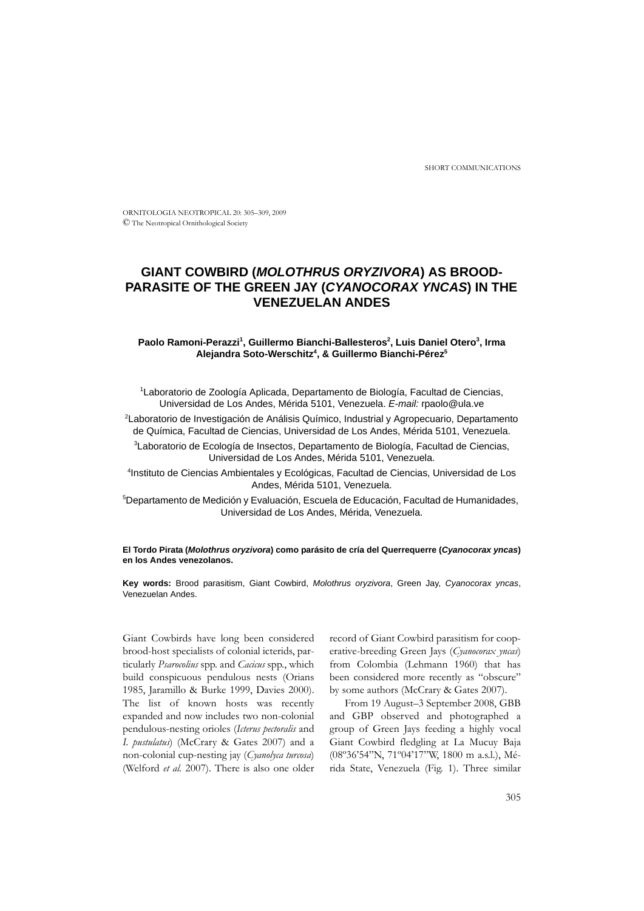SHORT COMMUNICATIONS

# GIANT COWBIRD (*MOLOTHRUS ORYZIVORA*) AS BROOD-PARASITE OF THE GREEN JAY (*CYANOCORAX YNCAS*) IN THE VENEZUELAN ANDES

**Paolo Ramoni-Perazzi[1], Guillermo Bianchi-Ballesteros[2], Luis Daniel Otero[3], Irma Alejandra Soto-Werschitz[4], & Guillermo Bianchi-Pérez[5]**

[1]Laboratorio de Zoología Aplicada, Departamento de Biología, Facultad de Ciencias, Universidad de Los Andes, Mérida 5101, Venezuela. *E-mail:* rpaolo@ula.ve

[2]Laboratorio de Investigación de Análisis Químico, Industrial y Agropecuario, Departamento de Química, Facultad de Ciencias, Universidad de Los Andes, Mérida 5101, Venezuela.

[3]Laboratorio de Ecología de Insectos, Departamento de Biología, Facultad de Ciencias, Universidad de Los Andes, Mérida 5101, Venezuela.

[4]Instituto de Ciencias Ambientales y Ecológicas, Facultad de Ciencias, Universidad de Los Andes, Mérida 5101, Venezuela.

[5]Departamento de Medición y Evaluación, Escuela de Educación, Facultad de Humanidades, Universidad de Los Andes, Mérida, Venezuela.

**El Tordo Pirata (*Molothrus oryzivora*) como parásito de cría del Querrequerre (*Cyanocorax yncas*) en los Andes venezolanos.**

**Key words:** Brood parasitism, Giant Cowbird, *Molothrus oryzivora*, Green Jay, *Cyanocorax yncas*, Venezuelan Andes.

Giant Cowbirds have long been considered brood-host specialists of colonial icterids, particularly *Psarocolius* spp. and *Cacicus* spp., which build conspicuous pendulous nests (Orians 1985, Jaramillo & Burke 1999, Davies 2000). The list of known hosts was recently expanded and now includes two non-colonial pendulous-nesting orioles (*Icterus pectoralis* and *I. pustulatus*) (McCrary & Gates 2007) and a non-colonial cup-nesting jay (*Cyanolyca turcosa*) (Welford *et al*. 2007). There is also one older record of Giant Cowbird parasitism for cooperative-breeding Green Jays (*Cyanocorax yncas*) from Colombia (Lehmann 1960) that has been considered more recently as "obscure" by some authors (McCrary & Gates 2007).

From 19 August–3 September 2008, GBB and GBP observed and photographed a group of Green Jays feeding a highly vocal Giant Cowbird fledgling at La Mucuy Baja (08º36'54"N, 71º04'17"W, 1800 m a.s.l.), Mérida State, Venezuela (Fig. 1). Three similar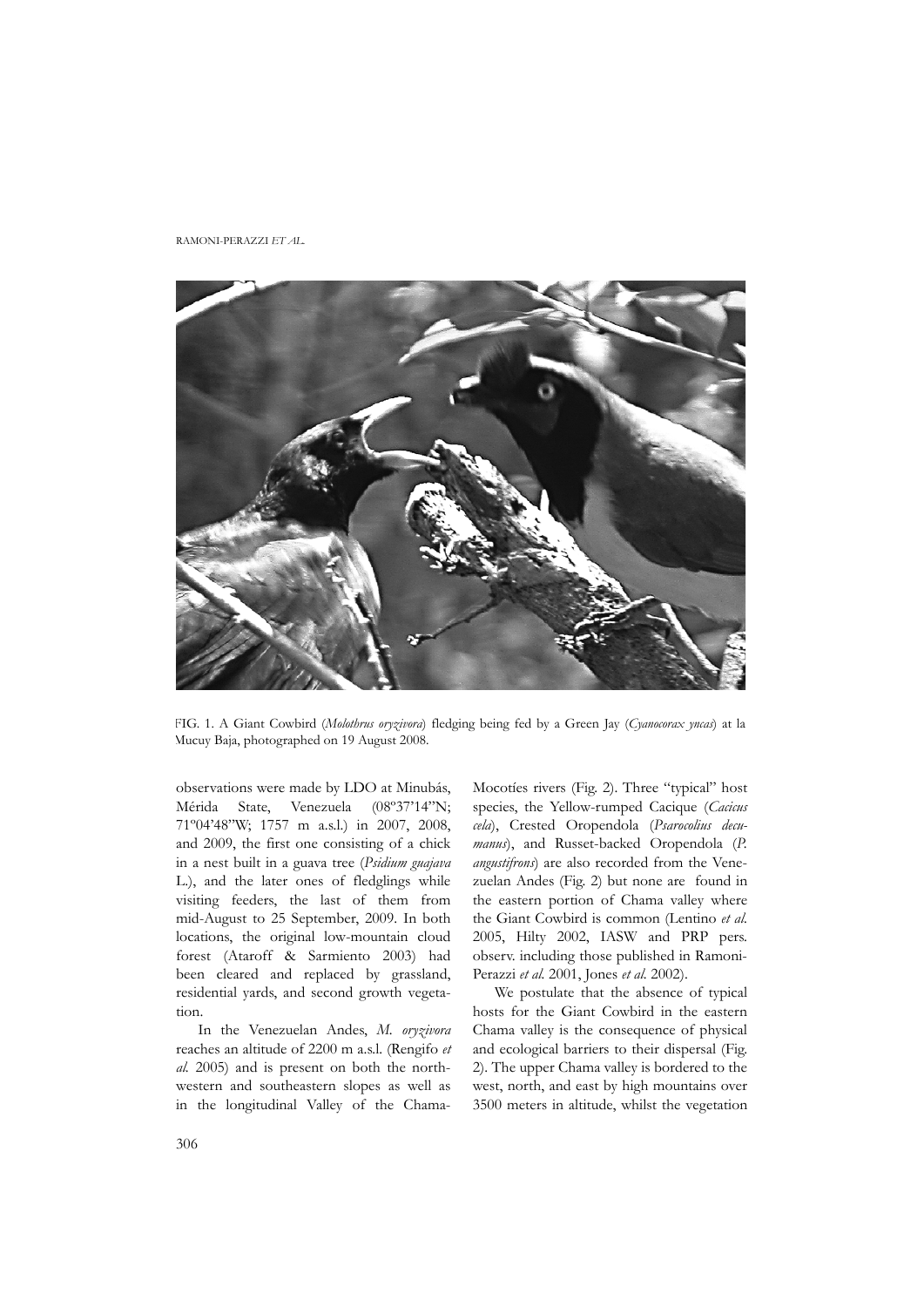FIG. 1. A Giant Cowbird (*Molothrus oryzivora*) fledging being fed by a Green Jay (*Cyanocorax yncas*) at la Mucuy Baja, photographed on 19 August 2008.

observations were made by LDO at Minubás, Mérida State, Venezuela (08º37'14"N; 71º04'48"W; 1757 m a.s.l.) in 2007, 2008, and 2009, the first one consisting of a chick in a nest built in a guava tree (*Psidium guajava* L.), and the later ones of fledglings while visiting feeders, the last of them from mid-August to 25 September, 2009. In both locations, the original low-mountain cloud forest (Ataroff & Sarmiento 2003) had been cleared and replaced by grassland, residential yards, and second growth vegetation.

In the Venezuelan Andes, *M. oryzivora* reaches an altitude of 2200 m a.s.l. (Rengifo *et al.* 2005) and is present on both the northwestern and southeastern slopes as well as in the longitudinal Valley of the Chama-Mocotíes rivers (Fig. 2). Three "typical" host species, the Yellow-rumped Cacique (*Cacicus cela*), Crested Oropendola (*Psarocolius decumanus*), and Russet-backed Oropendola (*P. angustifrons*) are also recorded from the Venezuelan Andes (Fig. 2) but none are found in the eastern portion of Chama valley where the Giant Cowbird is common (Lentino *et al.* 2005, Hilty 2002, IASW and PRP pers. observ. including those published in Ramoni-Perazzi *et al.* 2001, Jones *et al.* 2002).

We postulate that the absence of typical hosts for the Giant Cowbird in the eastern Chama valley is the consequence of physical and ecological barriers to their dispersal (Fig. 2). The upper Chama valley is bordered to the west, north, and east by high mountains over 3500 meters in altitude, whilst the vegetation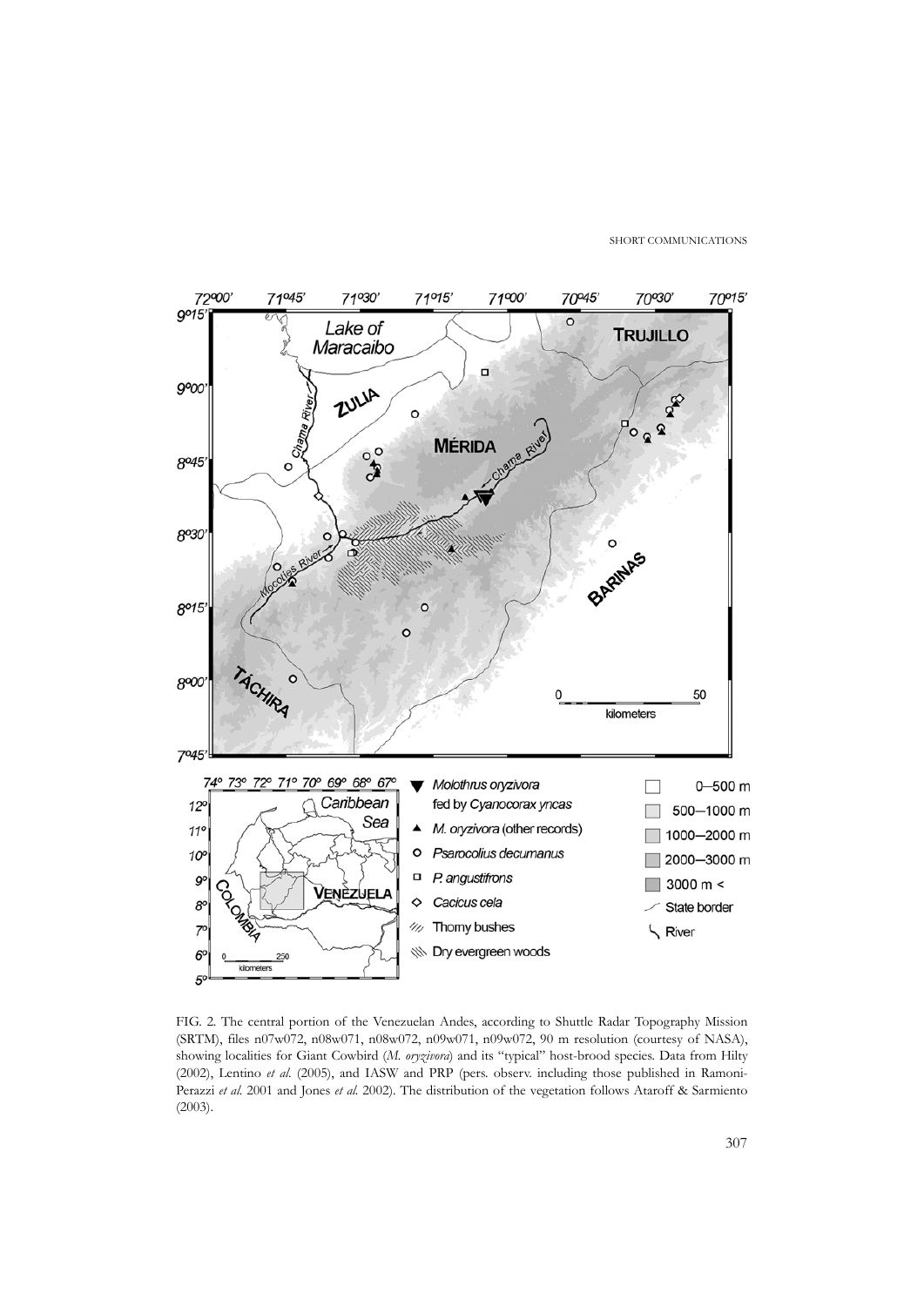FIG. 2. The central portion of the Venezuelan Andes, according to Shuttle Radar Topography Mission (SRTM), files n07w072, n08w071, n08w072, n09w071, n09w072, 90 m resolution (courtesy of NASA), showing localities for Giant Cowbird (*M. oryzivora*) and its "typical" host-brood species. Data from Hilty (2002), Lentino *et al.* (2005), and IASW and PRP (pers. observ. including those published in Ramoni-Perazzi *et al.* 2001 and Jones *et al.* 2002). The distribution of the vegetation follows Ataroff & Sarmiento (2003).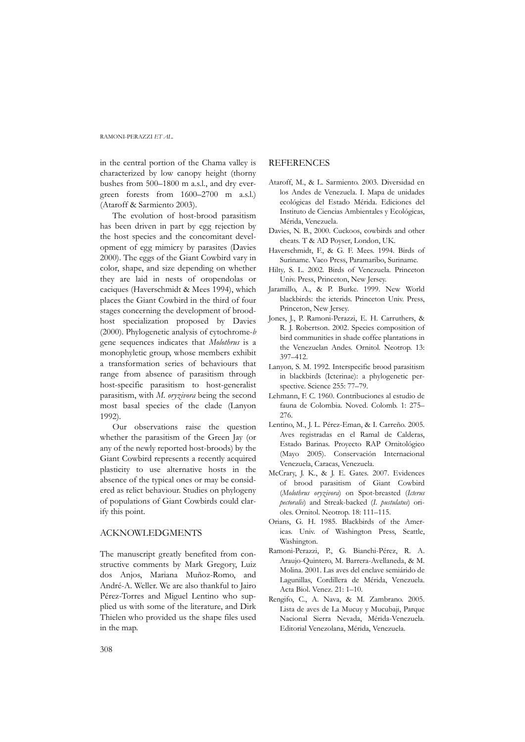in the central portion of the Chama valley is characterized by low canopy height (thorny bushes from 500–1800 m a.s.l., and dry evergreen forests from 1600–2700 m a.s.l.) (Ataroff & Sarmiento 2003).

The evolution of host-brood parasitism has been driven in part by egg rejection by the host species and the concomitant development of egg mimicry by parasites (Davies 2000). The eggs of the Giant Cowbird vary in color, shape, and size depending on whether they are laid in nests of oropendolas or caciques (Haverschmidt & Mees 1994), which places the Giant Cowbird in the third of four stages concerning the development of brood-host specialization proposed by Davies (2000). Phylogenetic analysis of cytochrome-*b* gene sequences indicates that *Molothrus* is a monophyletic group, whose members exhibit a transformation series of behaviours that range from absence of parasitism through host-specific parasitism to host-generalist parasitism, with *M. oryzivora* being the second most basal species of the clade (Lanyon 1992).

Our observations raise the question whether the parasitism of the Green Jay (or any of the newly reported host-broods) by the Giant Cowbird represents a recently acquired plasticity to use alternative hosts in the absence of the typical ones or may be considered as relict behaviour. Studies on phylogeny of populations of Giant Cowbirds could clarify this point.

## ACKNOWLEDGMENTS

The manuscript greatly benefited from constructive comments by Mark Gregory, Luiz dos Anjos, Mariana Muñoz-Romo, and André-A. Weller. We are also thankful to Jairo Pérez-Torres and Miguel Lentino who supplied us with some of the literature, and Dirk Thielen who provided us the shape files used in the map.

## REFERENCES

Ataroff, M., & L. Sarmiento. 2003. Diversidad en los Andes de Venezuela. I. Mapa de unidades ecológicas del Estado Mérida. Ediciones del Instituto de Ciencias Ambientales y Ecológicas, Mérida, Venezuela.

Davies, N. B., 2000. Cuckoos, cowbirds and other cheats. T & AD Poyser, London, UK.

Haverschmidt, F., & G. F. Mees. 1994. Birds of Suriname. Vaco Press, Paramaribo, Suriname.

Hilty, S. L. 2002. Birds of Venezuela. Princeton Univ. Press, Princeton, New Jersey.

Jaramillo, A., & P. Burke. 1999. New World blackbirds: the icterids. Princeton Univ. Press, Princeton, New Jersey.

Jones, J., P. Ramoni-Perazzi, E. H. Carruthers, & R. J. Robertson. 2002. Species composition of bird communities in shade coffee plantations in the Venezuelan Andes. Ornitol. Neotrop. 13: 397–412.

Lanyon, S. M. 1992. Interspecific brood parasitism in blackbirds (Icterinae): a phylogenetic perspective. Science 255: 77–79.

Lehmann, F. C. 1960. Contribuciones al estudio de fauna de Colombia. Noved. Colomb. 1: 275–276.

Lentino, M., J. L. Pérez-Eman, & I. Carreño. 2005. Aves registradas en el Ramal de Calderas, Estado Barinas. Proyecto RAP Ornitológico (Mayo 2005). Conservación Internacional Venezuela, Caracas, Venezuela.

McCrary, J. K., & J. E. Gates. 2007. Evidences of brood parasitism of Giant Cowbird (*Molothrus oryzivora*) on Spot-breasted (*Icterus pectoralis*) and Streak-backed (*I. pustulatus*) orioles. Ornitol. Neotrop. 18: 111–115.

Orians, G. H. 1985. Blackbirds of the Americas. Univ. of Washington Press, Seattle, Washington.

Ramoni-Perazzi, P., G. Bianchi-Pérez, R. A. Araujo-Quintero, M. Barrera-Avellaneda, & M. Molina. 2001. Las aves del enclave semiárido de Lagunillas, Cordillera de Mérida, Venezuela. Acta Biol. Venez. 21: 1–10.

Rengifo, C., A. Nava, & M. Zambrano. 2005. Lista de aves de La Mucuy y Mucubaji, Parque Nacional Sierra Nevada, Mérida-Venezuela. Editorial Venezolana, Mérida, Venezuela.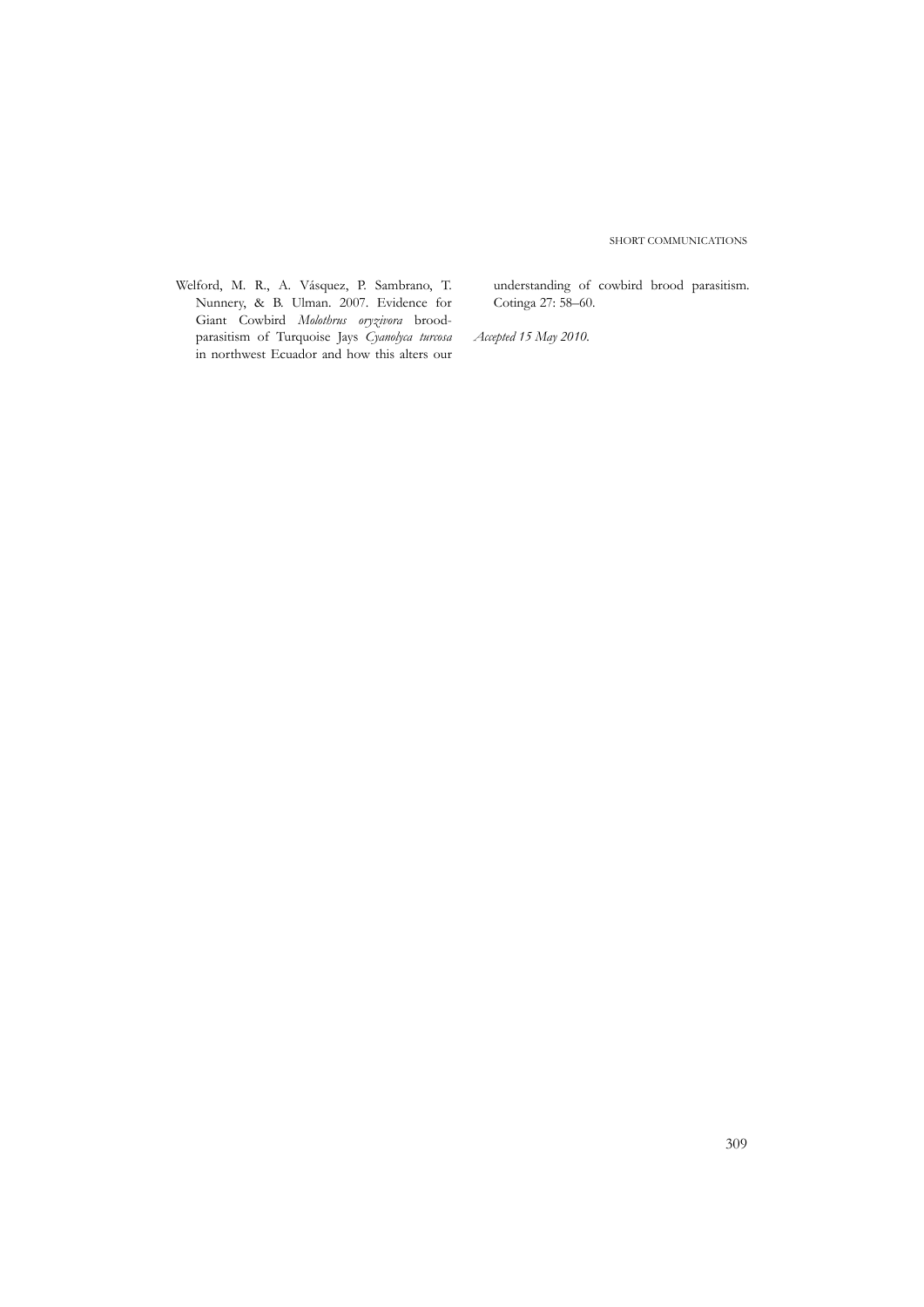Welford, M. R., A. Vásquez, P. Sambrano, T. Nunnery, & B. Ulman. 2007. Evidence for Giant Cowbird *Molothrus oryzivora* brood-parasitism of Turquoise Jays *Cyanolyca turcosa* in northwest Ecuador and how this alters our understanding of cowbird brood parasitism. Cotinga 27: 58–60.

*Accepted 15 May 2010.*